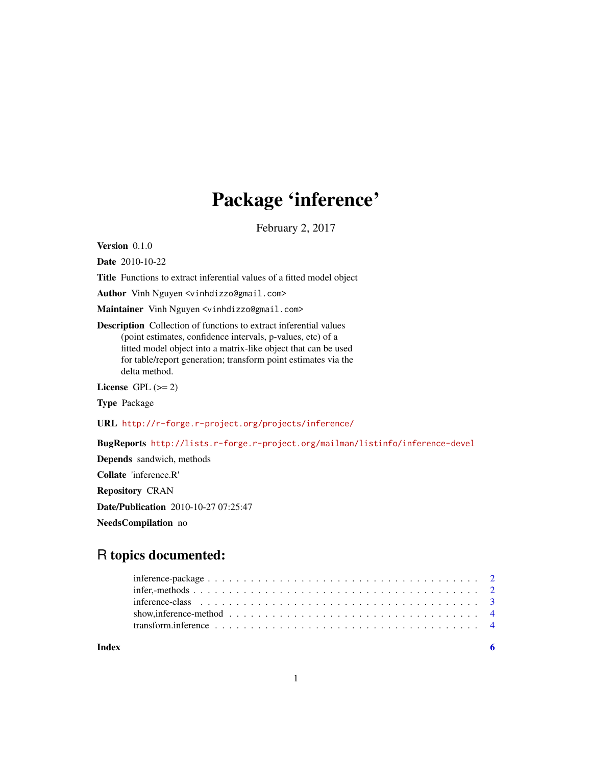# Package 'inference'

February 2, 2017

**Version** 0.1.0

**Date** 2010-10-22

**Title** Functions to extract inferential values of a fitted model object

**Author** Vinh Nguyen <vinhdizzo@gmail.com>

**Maintainer** Vinh Nguyen <vinhdizzo@gmail.com>

**Description** Collection of functions to extract inferential values (point estimates, confidence intervals, p-values, etc) of a fitted model object into a matrix-like object that can be used for table/report generation; transform point estimates via the delta method.

**License** GPL (>= 2)

**Type** Package

**URL** http://r-forge.r-project.org/projects/inference/

**BugReports** http://lists.r-forge.r-project.org/mailman/listinfo/inference-devel

**Depends** sandwich, methods

**Collate** 'inference.R'

**Repository** CRAN

**Date/Publication** 2010-10-27 07:25:47

**NeedsCompilation** no

## R topics documented:

- inference-package . . . . . . . . . . . . . . . . . . . . . . . . . . . . . . . . . . . . . . 2
- infer,-methods . . . . . . . . . . . . . . . . . . . . . . . . . . . . . . . . . . . . . . . . 2
- inference-class . . . . . . . . . . . . . . . . . . . . . . . . . . . . . . . . . . . . . . . . 3
- show,inference-method . . . . . . . . . . . . . . . . . . . . . . . . . . . . . . . . . . . . 4
- transform.inference . . . . . . . . . . . . . . . . . . . . . . . . . . . . . . . . . . . . . . 4

**Index** 6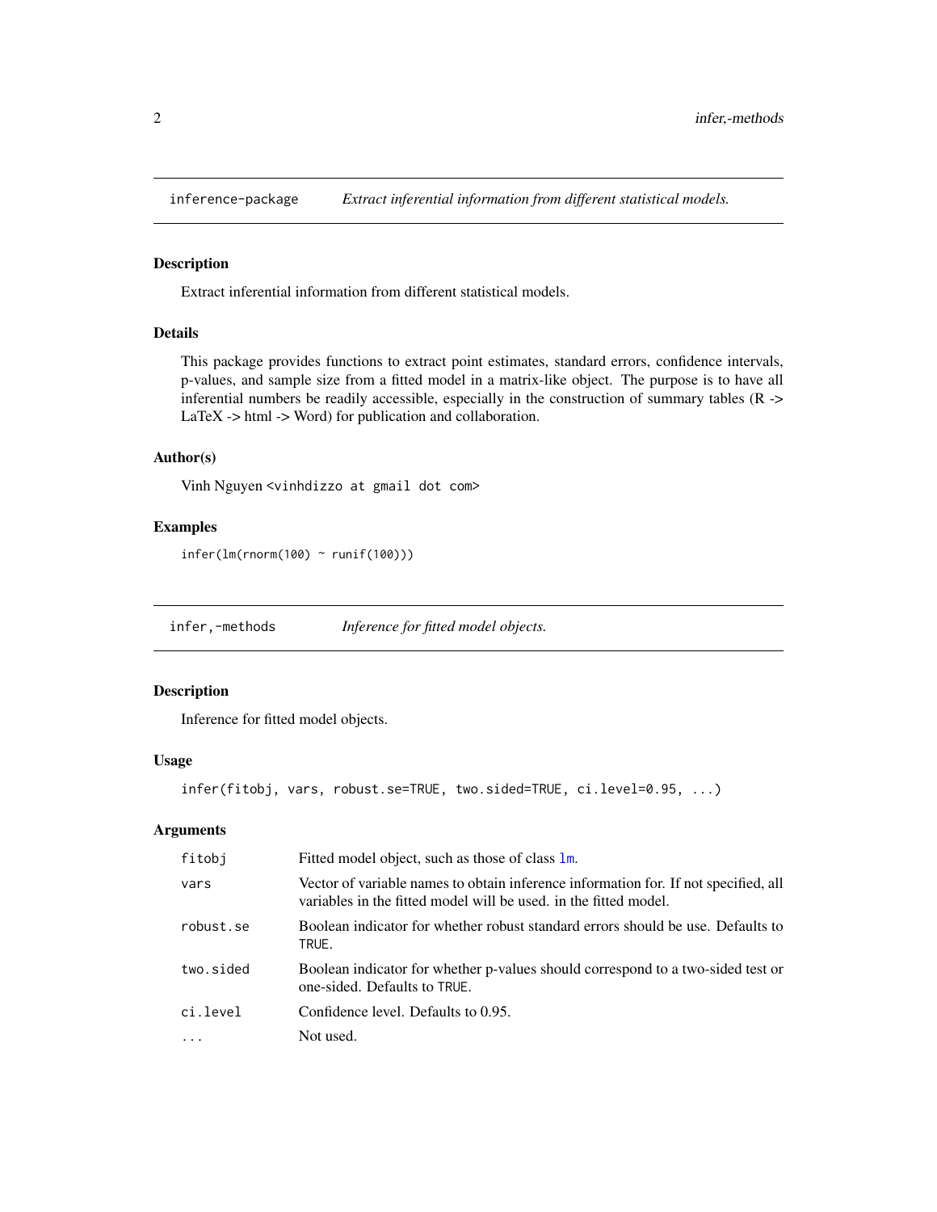## inference-package — *Extract inferential information from different statistical models.*

### Description

Extract inferential information from different statistical models.

### Details

This package provides functions to extract point estimates, standard errors, confidence intervals, p-values, and sample size from a fitted model in a matrix-like object. The purpose is to have all inferential numbers be readily accessible, especially in the construction of summary tables (R -> LaTeX -> html -> Word) for publication and collaboration.

### Author(s)

Vinh Nguyen <vinhdizzo at gmail dot com>

### Examples

```
infer(lm(rnorm(100) ~ runif(100)))
```

## infer,-methods — *Inference for fitted model objects.*

### Description

Inference for fitted model objects.

### Usage

```
infer(fitobj, vars, robust.se=TRUE, two.sided=TRUE, ci.level=0.95, ...)
```

### Arguments

| | |
|---|---|
| fitobj | Fitted model object, such as those of class lm. |
| vars | Vector of variable names to obtain inference information for. If not specified, all variables in the fitted model will be used. in the fitted model. |
| robust.se | Boolean indicator for whether robust standard errors should be use. Defaults to TRUE. |
| two.sided | Boolean indicator for whether p-values should correspond to a two-sided test or one-sided. Defaults to TRUE. |
| ci.level | Confidence level. Defaults to 0.95. |
| ... | Not used. |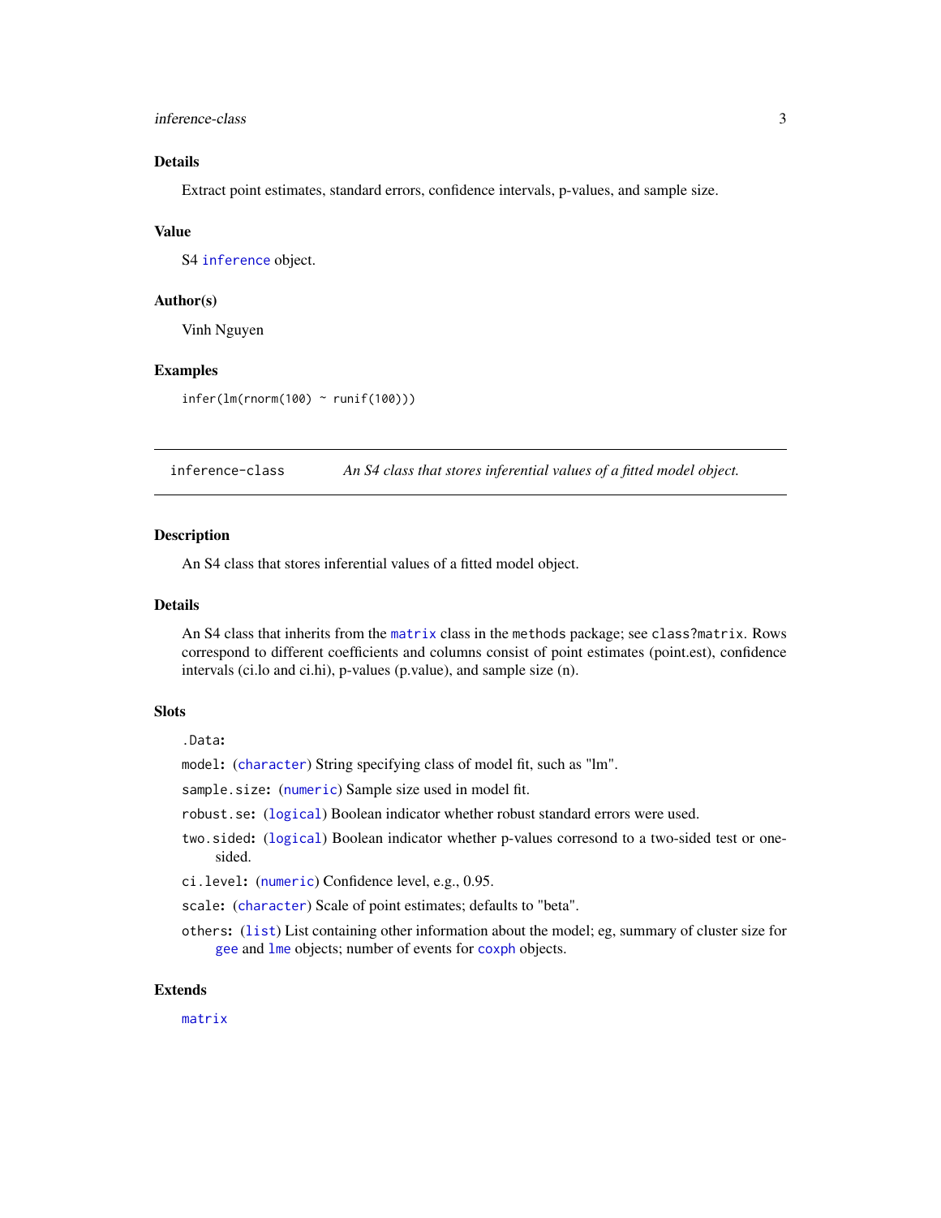## Details

Extract point estimates, standard errors, confidence intervals, p-values, and sample size.

## Value

S4 inference object.

## Author(s)

Vinh Nguyen

## Examples

```
infer(lm(rnorm(100) ~ runif(100)))
```

---

# inference-class — *An S4 class that stores inferential values of a fitted model object.*

## Description

An S4 class that stores inferential values of a fitted model object.

## Details

An S4 class that inherits from the matrix class in the methods package; see `class?matrix`. Rows correspond to different coefficients and columns consist of point estimates (point.est), confidence intervals (ci.lo and ci.hi), p-values (p.value), and sample size (n).

## Slots

- **`.Data`:**
- **`model`:** (character) String specifying class of model fit, such as "lm".
- **`sample.size`:** (numeric) Sample size used in model fit.
- **`robust.se`:** (logical) Boolean indicator whether robust standard errors were used.
- **`two.sided`:** (logical) Boolean indicator whether p-values corresond to a two-sided test or one-sided.
- **`ci.level`:** (numeric) Confidence level, e.g., 0.95.
- **`scale`:** (character) Scale of point estimates; defaults to "beta".
- **`others`:** (list) List containing other information about the model; eg, summary of cluster size for gee and lme objects; number of events for coxph objects.

## Extends

matrix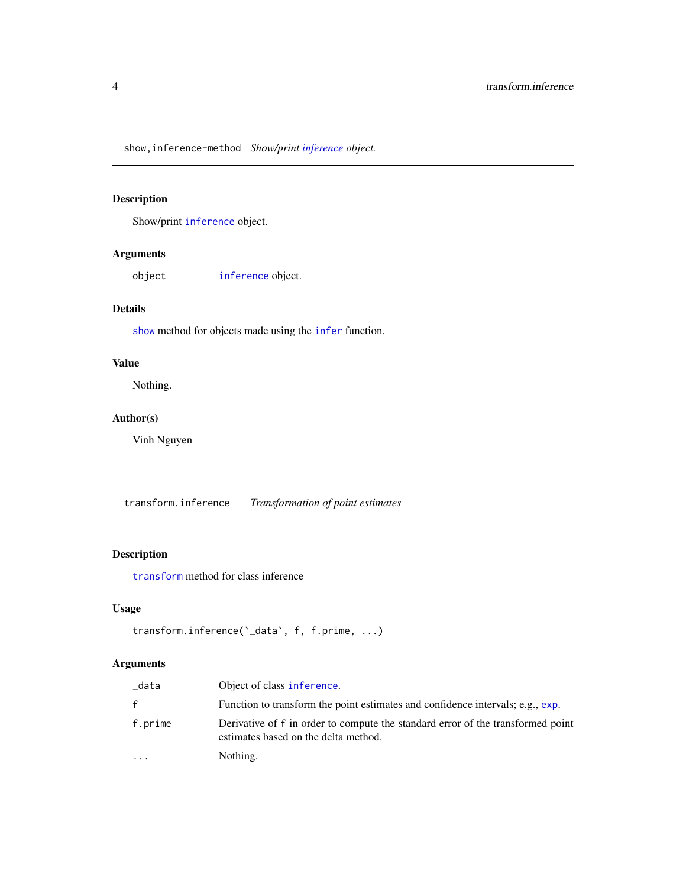## show,inference-method *Show/print inference object.*

### Description

Show/print `inference` object.

### Arguments

| | |
|---|---|
| `object` | `inference` object. |

### Details

`show` method for objects made using the `infer` function.

### Value

Nothing.

### Author(s)

Vinh Nguyen

## transform.inference *Transformation of point estimates*

### Description

`transform` method for class inference

### Usage

```
transform.inference(`_data`, f, f.prime, ...)
```

### Arguments

| | |
|---|---|
| `_data` | Object of class `inference`. |
| `f` | Function to transform the point estimates and confidence intervals; e.g., `exp`. |
| `f.prime` | Derivative of `f` in order to compute the standard error of the transformed point estimates based on the delta method. |
| `...` | Nothing. |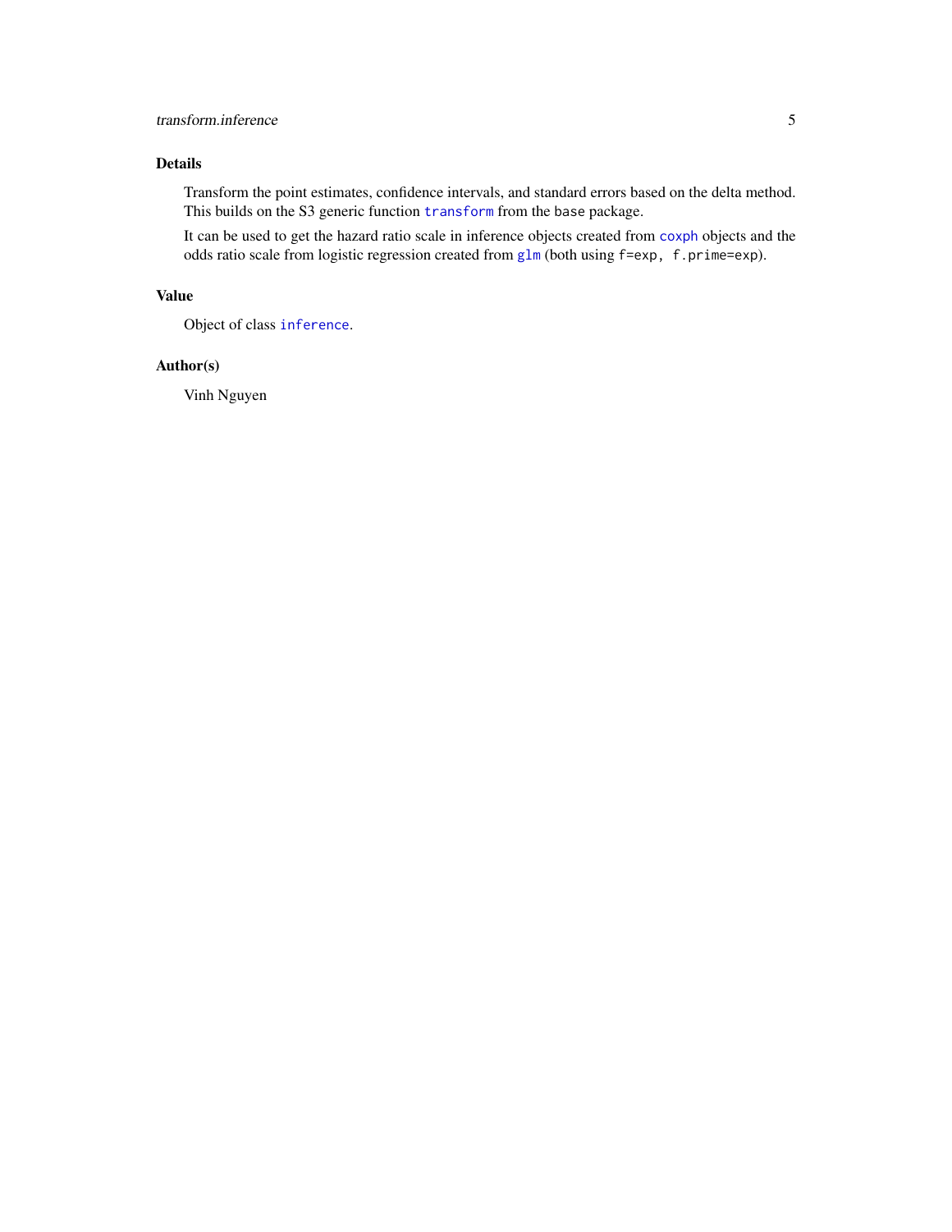## Details

Transform the point estimates, confidence intervals, and standard errors based on the delta method. This builds on the S3 generic function `transform` from the `base` package.

It can be used to get the hazard ratio scale in inference objects created from `coxph` objects and the odds ratio scale from logistic regression created from `glm` (both using `f=exp, f.prime=exp`).

## Value

Object of class `inference`.

## Author(s)

Vinh Nguyen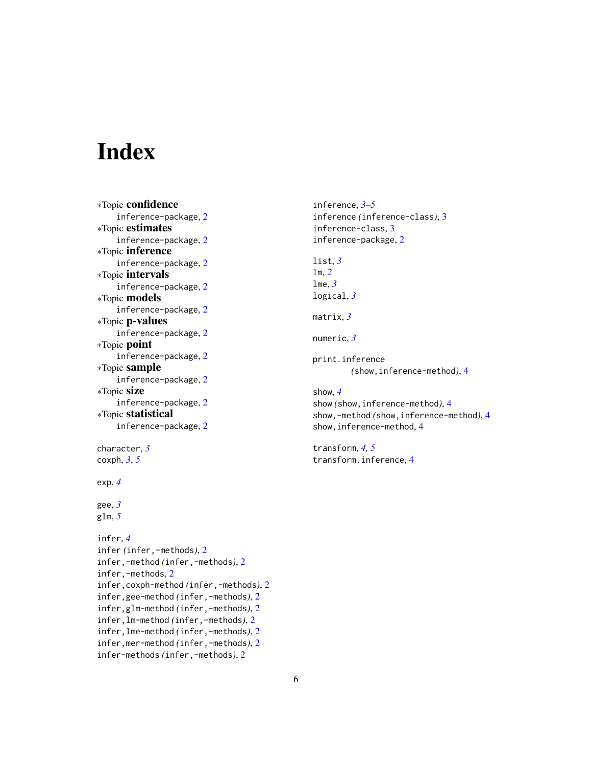# Index

*Topic **confidence**
  inference-package, 2

*Topic **estimates**
  inference-package, 2

*Topic **inference**
  inference-package, 2

*Topic **intervals**
  inference-package, 2

*Topic **models**
  inference-package, 2

*Topic **p-values**
  inference-package, 2

*Topic **point**
  inference-package, 2

*Topic **sample**
  inference-package, 2

*Topic **size**
  inference-package, 2

*Topic **statistical**
  inference-package, 2

character, *3*
coxph, *3*, *5*

exp, *4*

gee, *3*
glm, *5*

infer, *4*
infer *(*infer,-methods*)*, 2
infer,-method *(*infer,-methods*)*, 2
infer,-methods, 2
infer,coxph-method *(*infer,-methods*)*, 2
infer,gee-method *(*infer,-methods*)*, 2
infer,glm-method *(*infer,-methods*)*, 2
infer,lm-method *(*infer,-methods*)*, 2
infer,lme-method *(*infer,-methods*)*, 2
infer,mer-method *(*infer,-methods*)*, 2
infer-methods *(*infer,-methods*)*, 2

inference, *3–5*
inference *(*inference-class*)*, 3
inference-class, 3
inference-package, 2

list, *3*
lm, *2*
lme, *3*
logical, *3*

matrix, *3*

numeric, *3*

print.inference
  *(*show,inference-method*)*, 4

show, *4*
show *(*show,inference-method*)*, 4
show,-method *(*show,inference-method*)*, 4
show,inference-method, 4

transform, *4*, *5*
transform.inference, 4